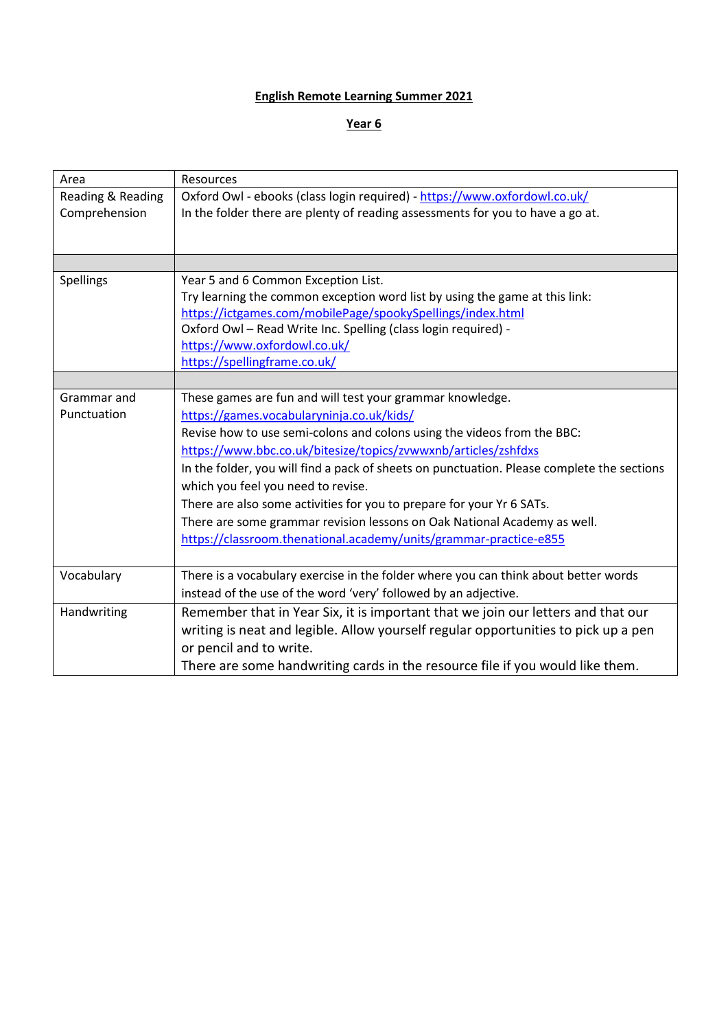**English Remote Learning Summer 2021**

**Year 6**

| Area | Resources |
|---|---|
| Reading & Reading Comprehension | Oxford Owl - ebooks (class login required) - https://www.oxfordowl.co.uk/<br>In the folder there are plenty of reading assessments for you to have a go at. |
| | |
| Spellings | Year 5 and 6 Common Exception List.<br>Try learning the common exception word list by using the game at this link:<br>https://ictgames.com/mobilePage/spookySpellings/index.html<br>Oxford Owl – Read Write Inc. Spelling (class login required) -<br>https://www.oxfordowl.co.uk/<br>https://spellingframe.co.uk/ |
| | |
| Grammar and Punctuation | These games are fun and will test your grammar knowledge.<br>https://games.vocabularyninja.co.uk/kids/<br>Revise how to use semi-colons and colons using the videos from the BBC:<br>https://www.bbc.co.uk/bitesize/topics/zvwwxnb/articles/zshfdxs<br>In the folder, you will find a pack of sheets on punctuation. Please complete the sections which you feel you need to revise.<br>There are also some activities for you to prepare for your Yr 6 SATs.<br>There are some grammar revision lessons on Oak National Academy as well.<br>https://classroom.thenational.academy/units/grammar-practice-e855 |
| Vocabulary | There is a vocabulary exercise in the folder where you can think about better words instead of the use of the word 'very' followed by an adjective. |
| Handwriting | Remember that in Year Six, it is important that we join our letters and that our writing is neat and legible. Allow yourself regular opportunities to pick up a pen or pencil and to write.<br>There are some handwriting cards in the resource file if you would like them. |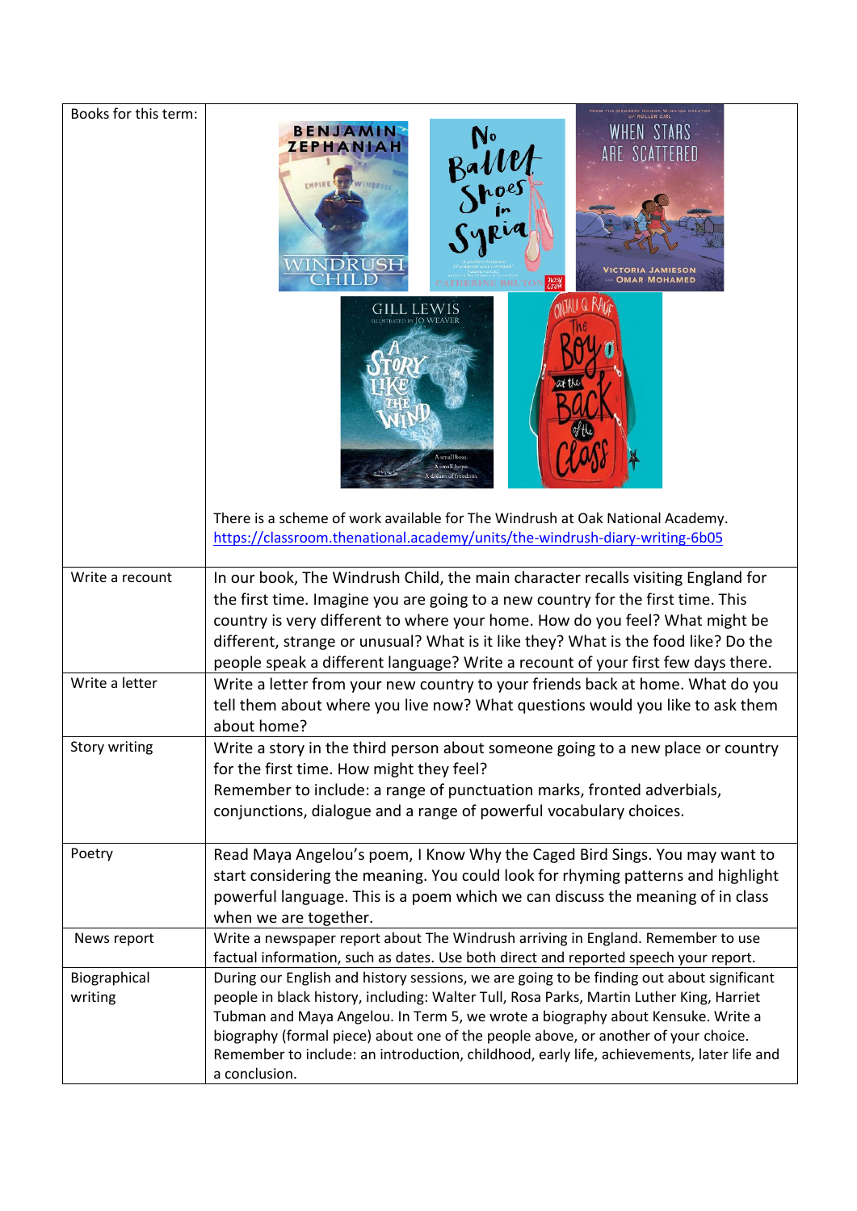| Books for this term: | There is a scheme of work available for The Windrush at Oak National Academy. [https://classroom.thenational.academy/units/the-windrush-diary-writing-6b05](https://classroom.thenational.academy/units/the-windrush-diary-writing-6b05) |
|---|---|
| Write a recount | In our book, The Windrush Child, the main character recalls visiting England for the first time. Imagine you are going to a new country for the first time. This country is very different to where your home. How do you feel? What might be different, strange or unusual? What is it like they? What is the food like? Do the people speak a different language? Write a recount of your first few days there. |
| Write a letter | Write a letter from your new country to your friends back at home. What do you tell them about where you live now? What questions would you like to ask them about home? |
| Story writing | Write a story in the third person about someone going to a new place or country for the first time. How might they feel?<br>Remember to include: a range of punctuation marks, fronted adverbials, conjunctions, dialogue and a range of powerful vocabulary choices. |
| Poetry | Read Maya Angelou's poem, I Know Why the Caged Bird Sings. You may want to start considering the meaning. You could look for rhyming patterns and highlight powerful language. This is a poem which we can discuss the meaning of in class when we are together. |
| News report | Write a newspaper report about The Windrush arriving in England. Remember to use factual information, such as dates. Use both direct and reported speech your report. |
| Biographical writing | During our English and history sessions, we are going to be finding out about significant people in black history, including: Walter Tull, Rosa Parks, Martin Luther King, Harriet Tubman and Maya Angelou. In Term 5, we wrote a biography about Kensuke. Write a biography (formal piece) about one of the people above, or another of your choice. Remember to include: an introduction, childhood, early life, achievements, later life and a conclusion. |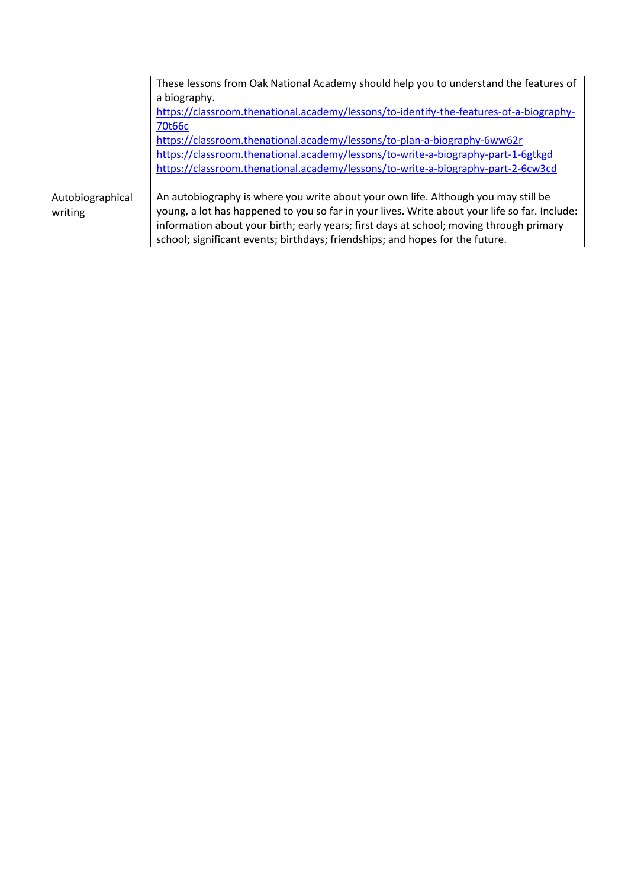| | |
|---|---|
| | These lessons from Oak National Academy should help you to understand the features of a biography.<br>https://classroom.thenational.academy/lessons/to-identify-the-features-of-a-biography-70t66c<br>https://classroom.thenational.academy/lessons/to-plan-a-biography-6ww62r<br>https://classroom.thenational.academy/lessons/to-write-a-biography-part-1-6gtkgd<br>https://classroom.thenational.academy/lessons/to-write-a-biography-part-2-6cw3cd |
| Autobiographical writing | An autobiography is where you write about your own life. Although you may still be young, a lot has happened to you so far in your lives. Write about your life so far. Include: information about your birth; early years; first days at school; moving through primary school; significant events; birthdays; friendships; and hopes for the future. |